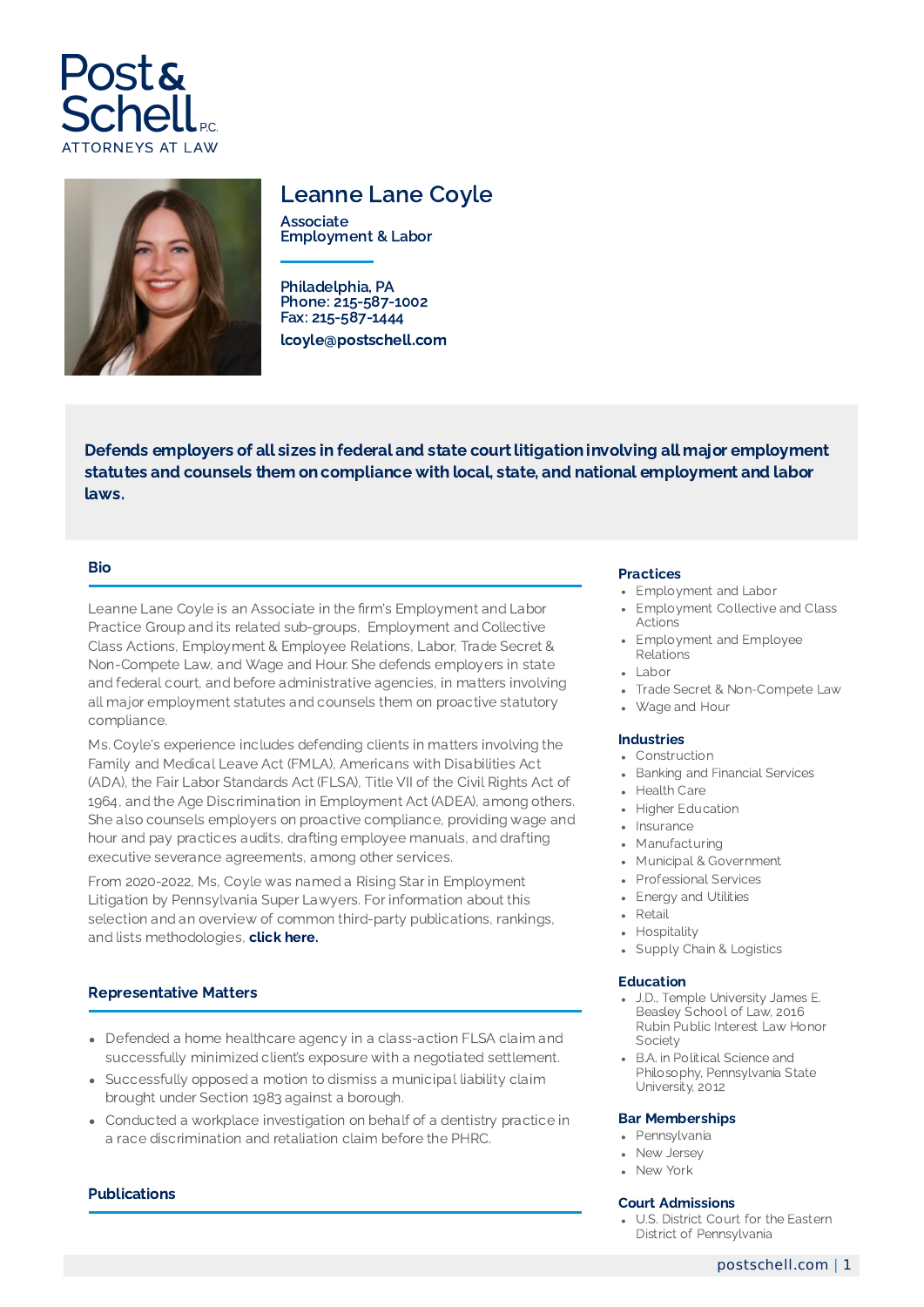Post & Schell P.C.
ATTORNEYS AT LAW

# Leanne Lane Coyle

**Associate**
**Employment & Labor**

**Philadelphia, PA**
**Phone: 215-587-1002**
**Fax: 215-587-1444**
**lcoyle@postschell.com**

**Defends employers of all sizes in federal and state court litigation involving all major employment statutes and counsels them on compliance with local, state, and national employment and labor laws.**

## Bio

Leanne Lane Coyle is an Associate in the firm's Employment and Labor Practice Group and its related sub-groups, Employment and Collective Class Actions, Employment & Employee Relations, Labor, Trade Secret & Non-Compete Law, and Wage and Hour. She defends employers in state and federal court, and before administrative agencies, in matters involving all major employment statutes and counsels them on proactive statutory compliance.

Ms. Coyle's experience includes defending clients in matters involving the Family and Medical Leave Act (FMLA), Americans with Disabilities Act (ADA), the Fair Labor Standards Act (FLSA), Title VII of the Civil Rights Act of 1964, and the Age Discrimination in Employment Act (ADEA), among others. She also counsels employers on proactive compliance, providing wage and hour and pay practices audits, drafting employee manuals, and drafting executive severance agreements, among other services.

From 2020-2022, Ms. Coyle was named a Rising Star in Employment Litigation by Pennsylvania Super Lawyers. For information about this selection and an overview of common third-party publications, rankings, and lists methodologies, **click here.**

## Representative Matters

- Defended a home healthcare agency in a class-action FLSA claim and successfully minimized client's exposure with a negotiated settlement.
- Successfully opposed a motion to dismiss a municipal liability claim brought under Section 1983 against a borough.
- Conducted a workplace investigation on behalf of a dentistry practice in a race discrimination and retaliation claim before the PHRC.

## Publications

## Practices

- Employment and Labor
- Employment Collective and Class Actions
- Employment and Employee Relations
- Labor
- Trade Secret & Non-Compete Law
- Wage and Hour

## Industries

- Construction
- Banking and Financial Services
- Health Care
- Higher Education
- Insurance
- Manufacturing
- Municipal & Government
- Professional Services
- Energy and Utilities
- Retail
- Hospitality
- Supply Chain & Logistics

## Education

- J.D., Temple University James E. Beasley School of Law, 2016 Rubin Public Interest Law Honor Society
- B.A. in Political Science and Philosophy, Pennsylvania State University, 2012

## Bar Memberships

- Pennsylvania
- New Jersey
- New York

## Court Admissions

- U.S. District Court for the Eastern District of Pennsylvania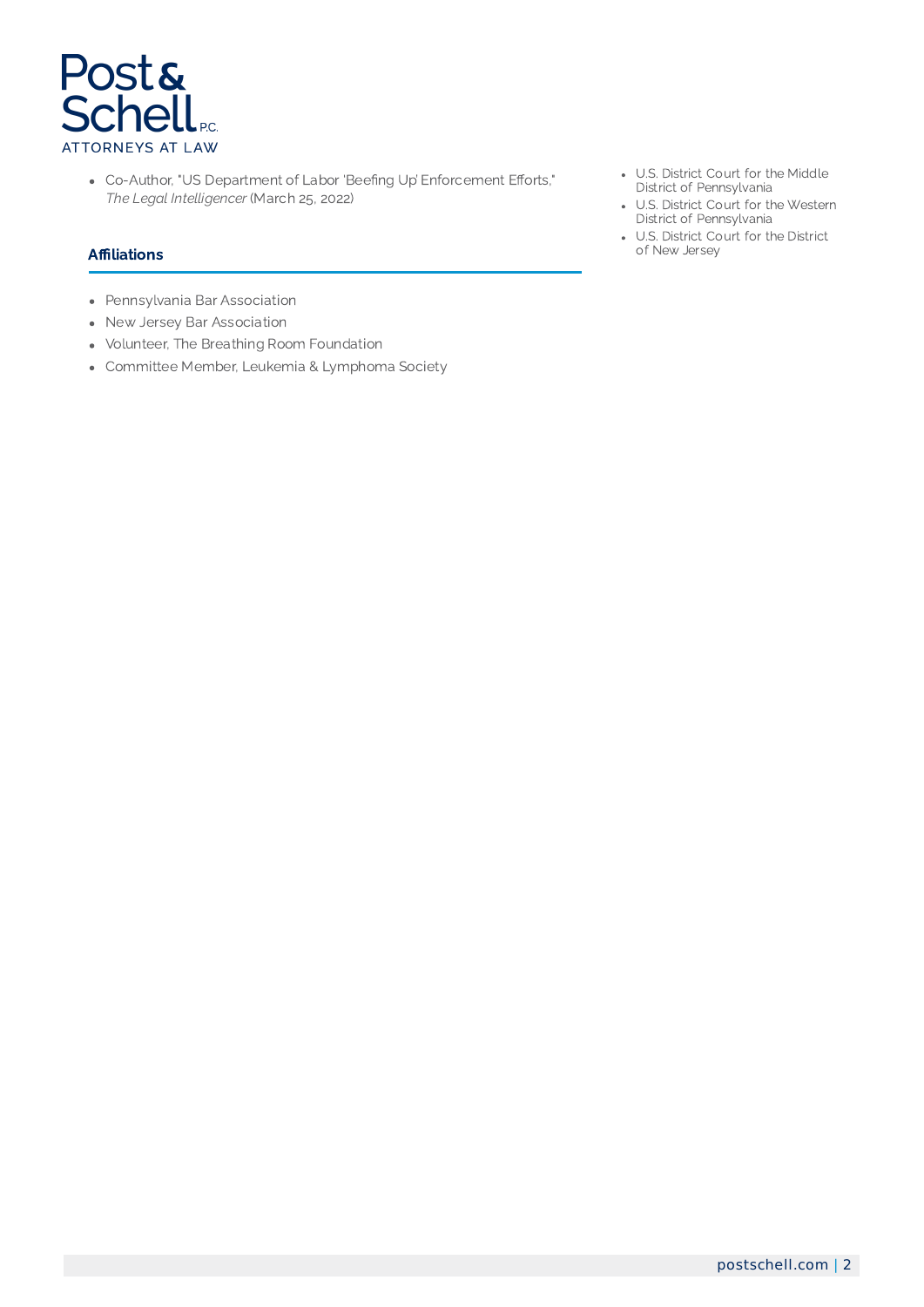- Co-Author, "US Department of Labor 'Beefing Up' Enforcement Efforts," *The Legal Intelligencer* (March 25, 2022)

## Affiliations

- Pennsylvania Bar Association
- New Jersey Bar Association
- Volunteer, The Breathing Room Foundation
- Committee Member, Leukemia & Lymphoma Society

- U.S. District Court for the Middle District of Pennsylvania
- U.S. District Court for the Western District of Pennsylvania
- U.S. District Court for the District of New Jersey